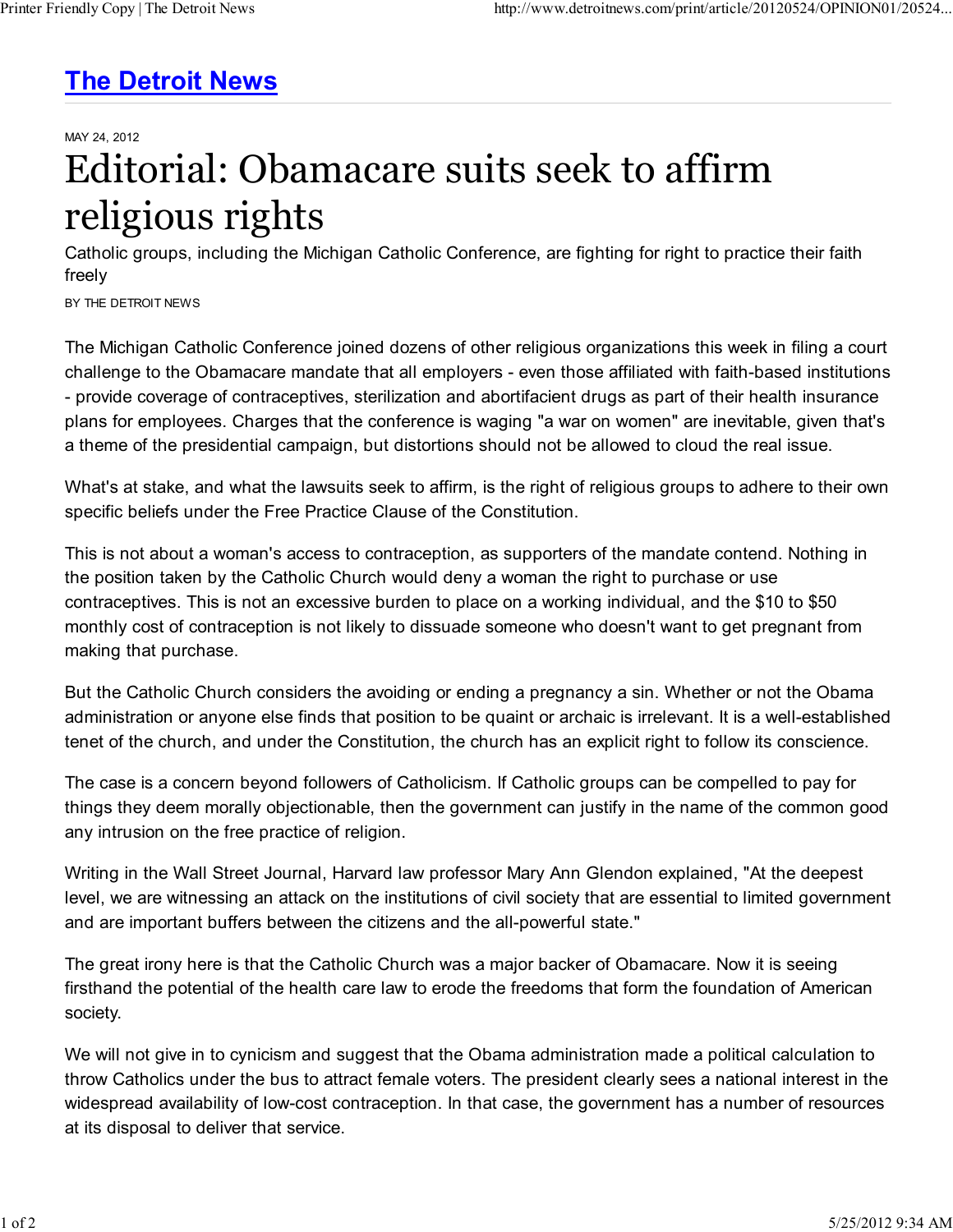# The Detroit News

MAY 24, 2012

## Editorial: Obamacare suits seek to affirm religious rights

Catholic groups, including the Michigan Catholic Conference, are fighting for right to practice their faith freely

BY THE DETROIT NEWS

The Michigan Catholic Conference joined dozens of other religious organizations this week in filing a court challenge to the Obamacare mandate that all employers - even those affiliated with faith-based institutions - provide coverage of contraceptives, sterilization and abortifacient drugs as part of their health insurance plans for employees. Charges that the conference is waging "a war on women" are inevitable, given that's a theme of the presidential campaign, but distortions should not be allowed to cloud the real issue.

What's at stake, and what the lawsuits seek to affirm, is the right of religious groups to adhere to their own specific beliefs under the Free Practice Clause of the Constitution.

This is not about a woman's access to contraception, as supporters of the mandate contend. Nothing in the position taken by the Catholic Church would deny a woman the right to purchase or use contraceptives. This is not an excessive burden to place on a working individual, and the $10 to $50 monthly cost of contraception is not likely to dissuade someone who doesn't want to get pregnant from making that purchase.

But the Catholic Church considers the avoiding or ending a pregnancy a sin. Whether or not the Obama administration or anyone else finds that position to be quaint or archaic is irrelevant. It is a well-established tenet of the church, and under the Constitution, the church has an explicit right to follow its conscience.

The case is a concern beyond followers of Catholicism. If Catholic groups can be compelled to pay for things they deem morally objectionable, then the government can justify in the name of the common good any intrusion on the free practice of religion.

Writing in the Wall Street Journal, Harvard law professor Mary Ann Glendon explained, "At the deepest level, we are witnessing an attack on the institutions of civil society that are essential to limited government and are important buffers between the citizens and the all-powerful state."

The great irony here is that the Catholic Church was a major backer of Obamacare. Now it is seeing firsthand the potential of the health care law to erode the freedoms that form the foundation of American society.

We will not give in to cynicism and suggest that the Obama administration made a political calculation to throw Catholics under the bus to attract female voters. The president clearly sees a national interest in the widespread availability of low-cost contraception. In that case, the government has a number of resources at its disposal to deliver that service.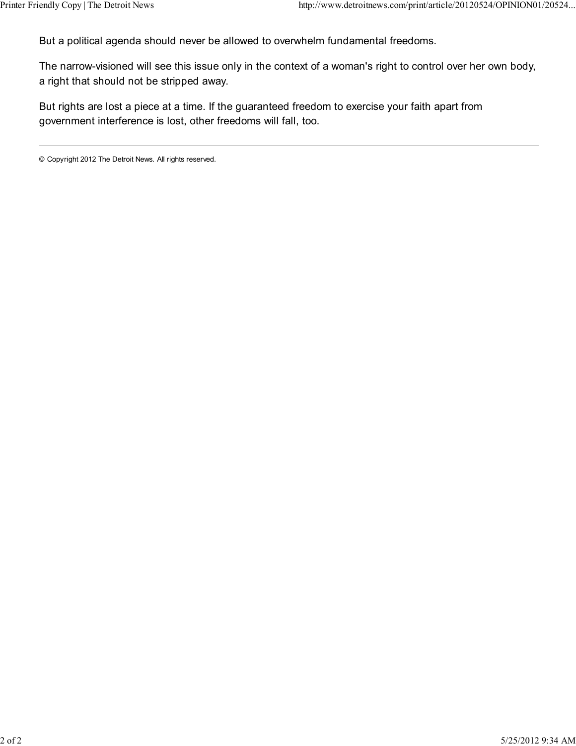But a political agenda should never be allowed to overwhelm fundamental freedoms.

The narrow-visioned will see this issue only in the context of a woman's right to control over her own body, a right that should not be stripped away.

But rights are lost a piece at a time. If the guaranteed freedom to exercise your faith apart from government interference is lost, other freedoms will fall, too.

---

© Copyright 2012 The Detroit News. All rights reserved.